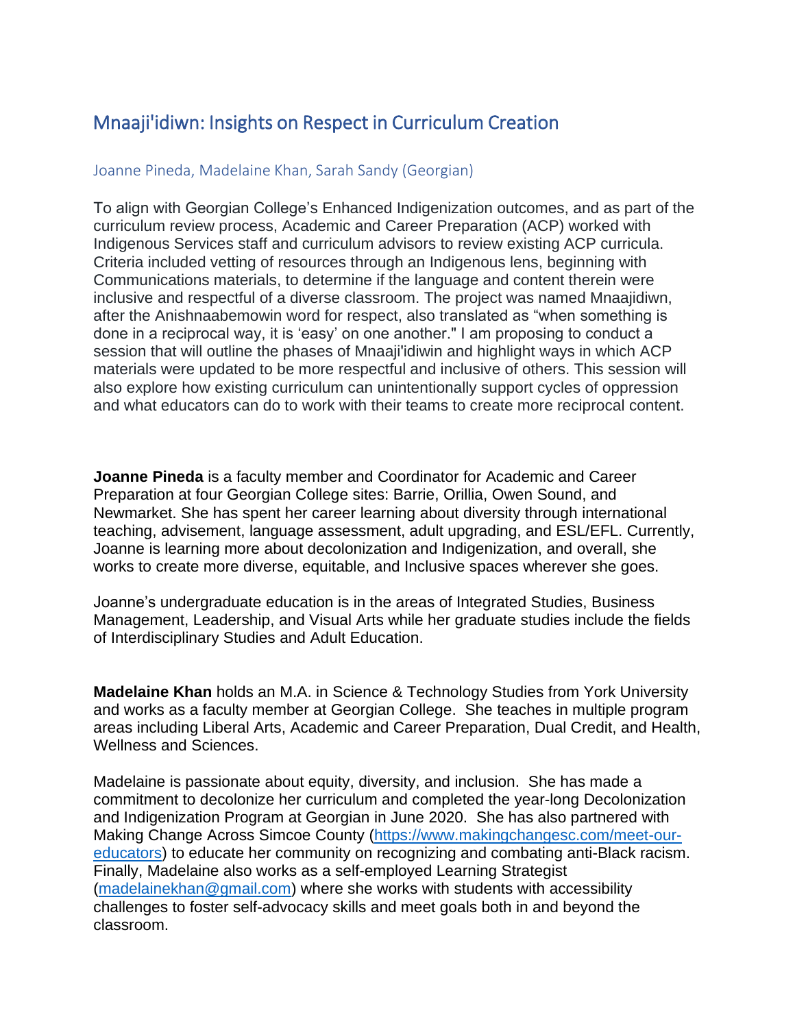# Mnaaji'idiwn: Insights on Respect in Curriculum Creation

## Joanne Pineda, Madelaine Khan, Sarah Sandy (Georgian)

To align with Georgian College's Enhanced Indigenization outcomes, and as part of the curriculum review process, Academic and Career Preparation (ACP) worked with Indigenous Services staff and curriculum advisors to review existing ACP curricula. Criteria included vetting of resources through an Indigenous lens, beginning with Communications materials, to determine if the language and content therein were inclusive and respectful of a diverse classroom. The project was named Mnaajidiwn, after the Anishnaabemowin word for respect, also translated as "when something is done in a reciprocal way, it is 'easy' on one another." I am proposing to conduct a session that will outline the phases of Mnaaji'idiwin and highlight ways in which ACP materials were updated to be more respectful and inclusive of others. This session will also explore how existing curriculum can unintentionally support cycles of oppression and what educators can do to work with their teams to create more reciprocal content.

**Joanne Pineda** is a faculty member and Coordinator for Academic and Career Preparation at four Georgian College sites: Barrie, Orillia, Owen Sound, and Newmarket. She has spent her career learning about diversity through international teaching, advisement, language assessment, adult upgrading, and ESL/EFL. Currently, Joanne is learning more about decolonization and Indigenization, and overall, she works to create more diverse, equitable, and Inclusive spaces wherever she goes.

Joanne's undergraduate education is in the areas of Integrated Studies, Business Management, Leadership, and Visual Arts while her graduate studies include the fields of Interdisciplinary Studies and Adult Education.

**Madelaine Khan** holds an M.A. in Science & Technology Studies from York University and works as a faculty member at Georgian College. She teaches in multiple program areas including Liberal Arts, Academic and Career Preparation, Dual Credit, and Health, Wellness and Sciences.

Madelaine is passionate about equity, diversity, and inclusion. She has made a commitment to decolonize her curriculum and completed the year-long Decolonization and Indigenization Program at Georgian in June 2020. She has also partnered with Making Change Across Simcoe County ([https://www.makingchangesc.com/meet-our-educators](https://www.makingchangesc.com/meet-our-educators)) to educate her community on recognizing and combating anti-Black racism. Finally, Madelaine also works as a self-employed Learning Strategist ([madelainekhan@gmail.com](mailto:madelainekhan@gmail.com)) where she works with students with accessibility challenges to foster self-advocacy skills and meet goals both in and beyond the classroom.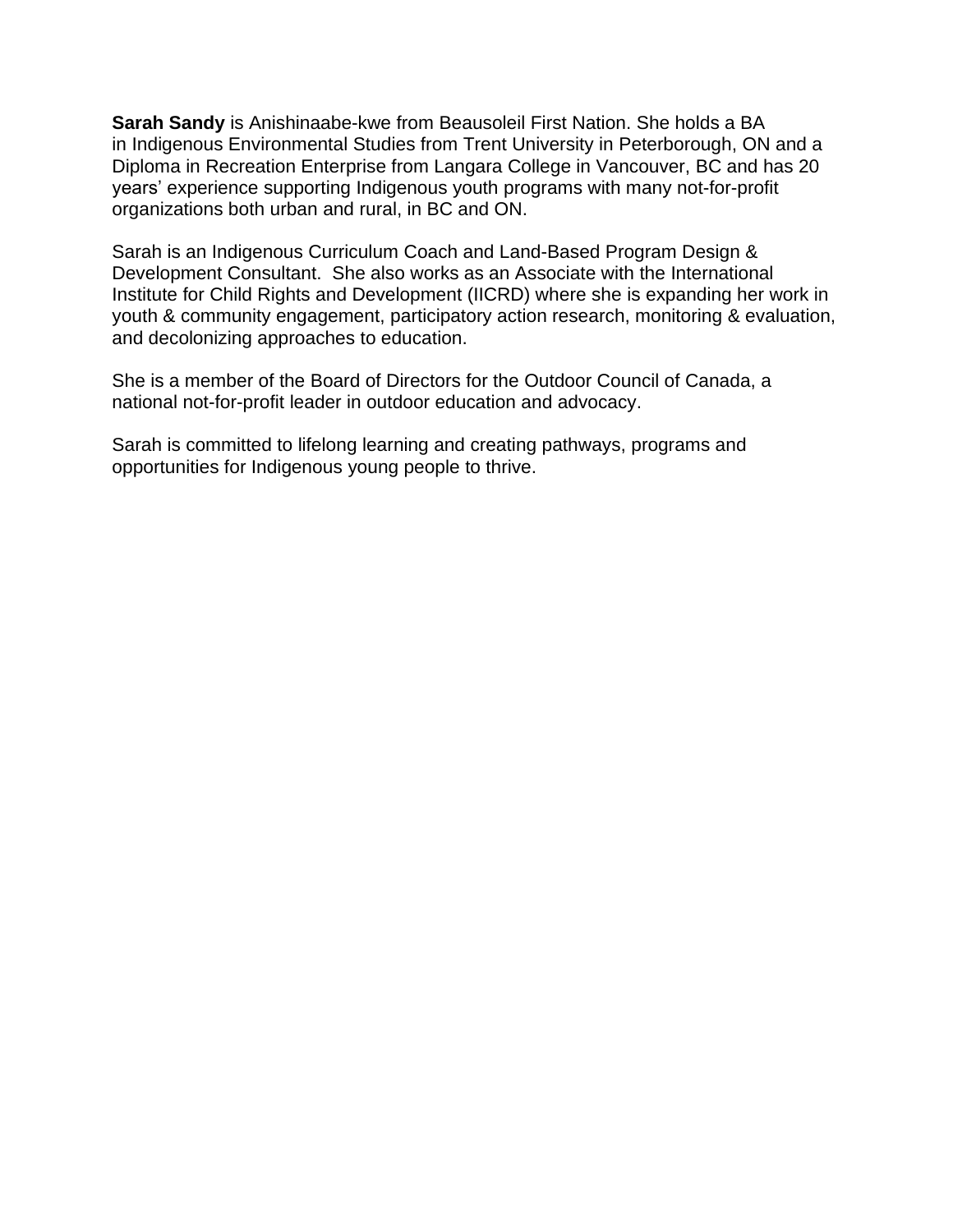**Sarah Sandy** is Anishinaabe-kwe from Beausoleil First Nation. She holds a BA in Indigenous Environmental Studies from Trent University in Peterborough, ON and a Diploma in Recreation Enterprise from Langara College in Vancouver, BC and has 20 years' experience supporting Indigenous youth programs with many not-for-profit organizations both urban and rural, in BC and ON.

Sarah is an Indigenous Curriculum Coach and Land-Based Program Design & Development Consultant. She also works as an Associate with the International Institute for Child Rights and Development (IICRD) where she is expanding her work in youth & community engagement, participatory action research, monitoring & evaluation, and decolonizing approaches to education.

She is a member of the Board of Directors for the Outdoor Council of Canada, a national not-for-profit leader in outdoor education and advocacy.

Sarah is committed to lifelong learning and creating pathways, programs and opportunities for Indigenous young people to thrive.